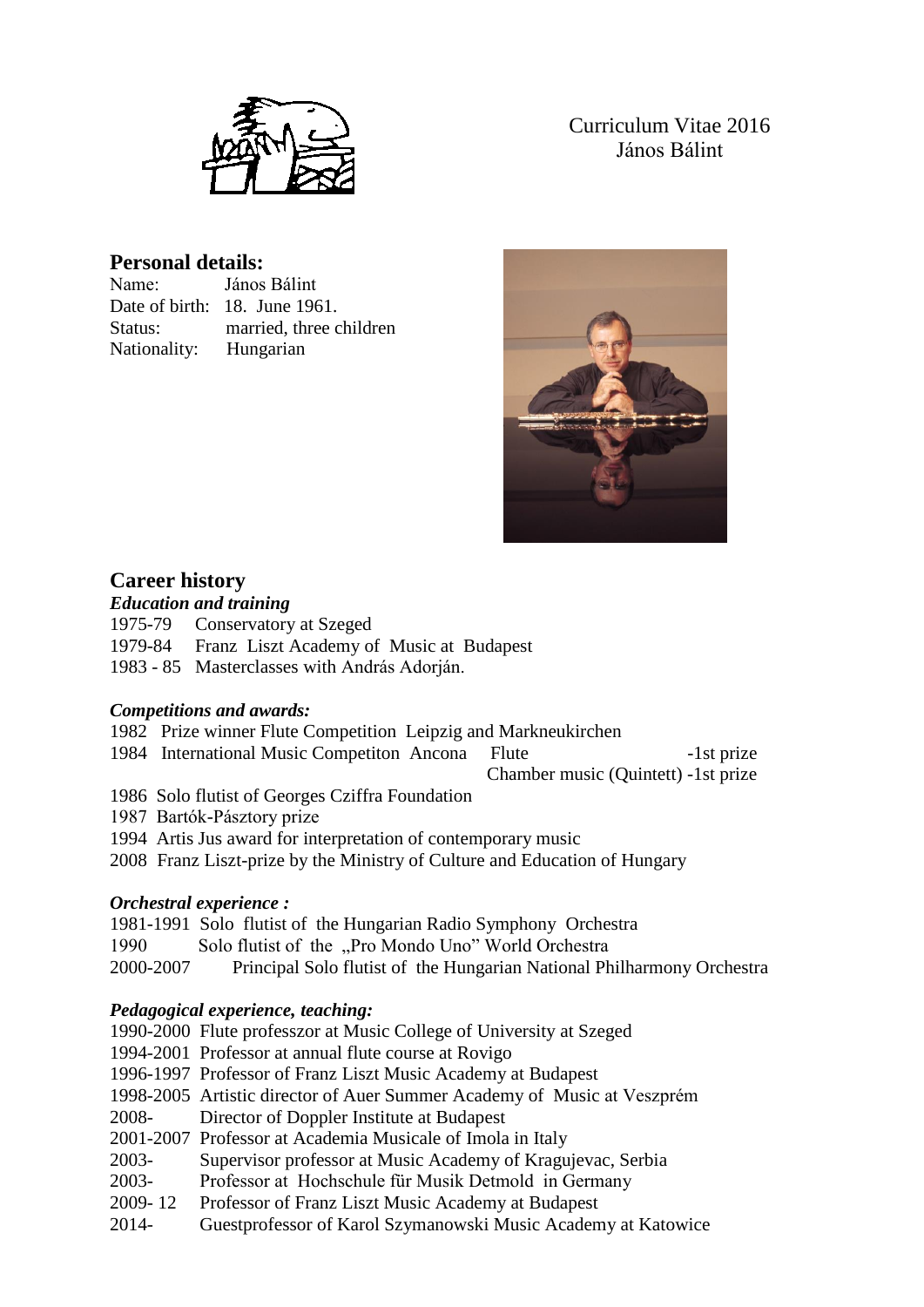Curriculum Vitae 2016
János Bálint

## Personal details:

Name: János Bálint
Date of birth: 18. June 1961.
Status: married, three children
Nationality: Hungarian

## Career history

### *Education and training*

1975-79 Conservatory at Szeged
1979-84 Franz Liszt Academy of Music at Budapest
1983 - 85 Masterclasses with András Adorján.

### *Competitions and awards:*

1982 Prize winner Flute Competition Leipzig and Markneukirchen
1984 International Music Competiton Ancona Flute -1st prize
Chamber music (Quintett) -1st prize
1986 Solo flutist of Georges Cziffra Foundation
1987 Bartók-Pásztory prize
1994 Artis Jus award for interpretation of contemporary music
2008 Franz Liszt-prize by the Ministry of Culture and Education of Hungary

### *Orchestral experience :*

1981-1991 Solo flutist of the Hungarian Radio Symphony Orchestra
1990 Solo flutist of the „Pro Mondo Uno" World Orchestra
2000-2007 Principal Solo flutist of the Hungarian National Philharmony Orchestra

### *Pedagogical experience, teaching:*

1990-2000 Flute professzor at Music College of University at Szeged
1994-2001 Professor at annual flute course at Rovigo
1996-1997 Professor of Franz Liszt Music Academy at Budapest
1998-2005 Artistic director of Auer Summer Academy of Music at Veszprém
2008- Director of Doppler Institute at Budapest
2001-2007 Professor at Academia Musicale of Imola in Italy
2003- Supervisor professor at Music Academy of Kragujevac, Serbia
2003- Professor at Hochschule für Musik Detmold in Germany
2009- 12 Professor of Franz Liszt Music Academy at Budapest
2014- Guestprofessor of Karol Szymanowski Music Academy at Katowice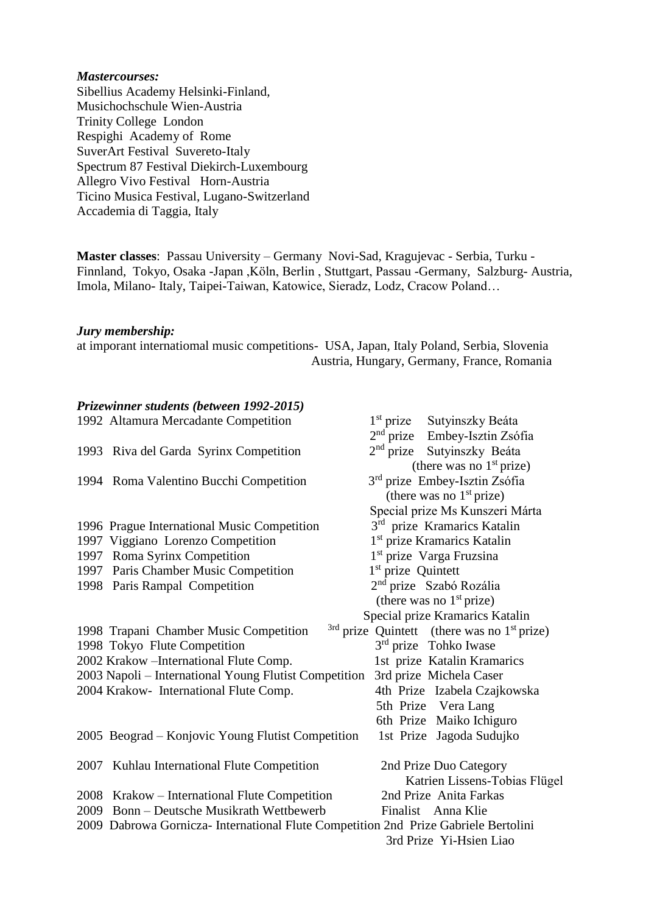***Mastercourses:***

Sibellius Academy Helsinki-Finland,
Musichochschule Wien-Austria
Trinity College London
Respighi Academy of Rome
SuverArt Festival Suvereto-Italy
Spectrum 87 Festival Diekirch-Luxembourg
Allegro Vivo Festival Horn-Austria
Ticino Musica Festival, Lugano-Switzerland
Accademia di Taggia, Italy

**Master classes**: Passau University – Germany Novi-Sad, Kragujevac - Serbia, Turku - Finnland, Tokyo, Osaka -Japan ,Köln, Berlin , Stuttgart, Passau -Germany, Salzburg- Austria, Imola, Milano- Italy, Taipei-Taiwan, Katowice, Sieradz, Lodz, Cracow Poland…

***Jury membership:***

at imporant internatiomal music competitions- USA, Japan, Italy Poland, Serbia, Slovenia Austria, Hungary, Germany, France, Romania

***Prizewinner students (between 1992-2015)***

| | |
|---|---|
| 1992 Altamura Mercadante Competition | 1st prize Sutyinszky Beáta |
| | 2nd prize Embey-Isztin Zsófia |
| 1993 Riva del Garda Syrinx Competition | 2nd prize Sutyinszky Beáta (there was no 1st prize) |
| 1994 Roma Valentino Bucchi Competition | 3rd prize Embey-Isztin Zsófia (there was no 1st prize) |
| | Special prize Ms Kunszeri Márta |
| 1996 Prague International Music Competition | 3rd prize Kramarics Katalin |
| 1997 Viggiano Lorenzo Competition | 1st prize Kramarics Katalin |
| 1997 Roma Syrinx Competition | 1st prize Varga Fruzsina |
| 1997 Paris Chamber Music Competition | 1st prize Quintett |
| 1998 Paris Rampal Competition | 2nd prize Szabó Rozália (there was no 1st prize) |
| | Special prize Kramarics Katalin |
| 1998 Trapani Chamber Music Competition | 3rd prize Quintett (there was no 1st prize) |
| 1998 Tokyo Flute Competition | 3rd prize Tohko Iwase |
| 2002 Krakow –International Flute Comp. | 1st prize Katalin Kramarics |
| 2003 Napoli – International Young Flutist Competition | 3rd prize Michela Caser |
| 2004 Krakow- International Flute Comp. | 4th Prize Izabela Czajkowska |
| | 5th Prize Vera Lang |
| | 6th Prize Maiko Ichiguro |
| 2005 Beograd – Konjovic Young Flutist Competition | 1st Prize Jagoda Sudujko |
| 2007 Kuhlau International Flute Competition | 2nd Prize Duo Category Katrien Lissens-Tobias Flügel |
| 2008 Krakow – International Flute Competition | 2nd Prize Anita Farkas |
| 2009 Bonn – Deutsche Musikrath Wettbewerb | Finalist Anna Klie |
| 2009 Dabrowa Gornicza- International Flute Competition | 2nd Prize Gabriele Bertolini |
| | 3rd Prize Yi-Hsien Liao |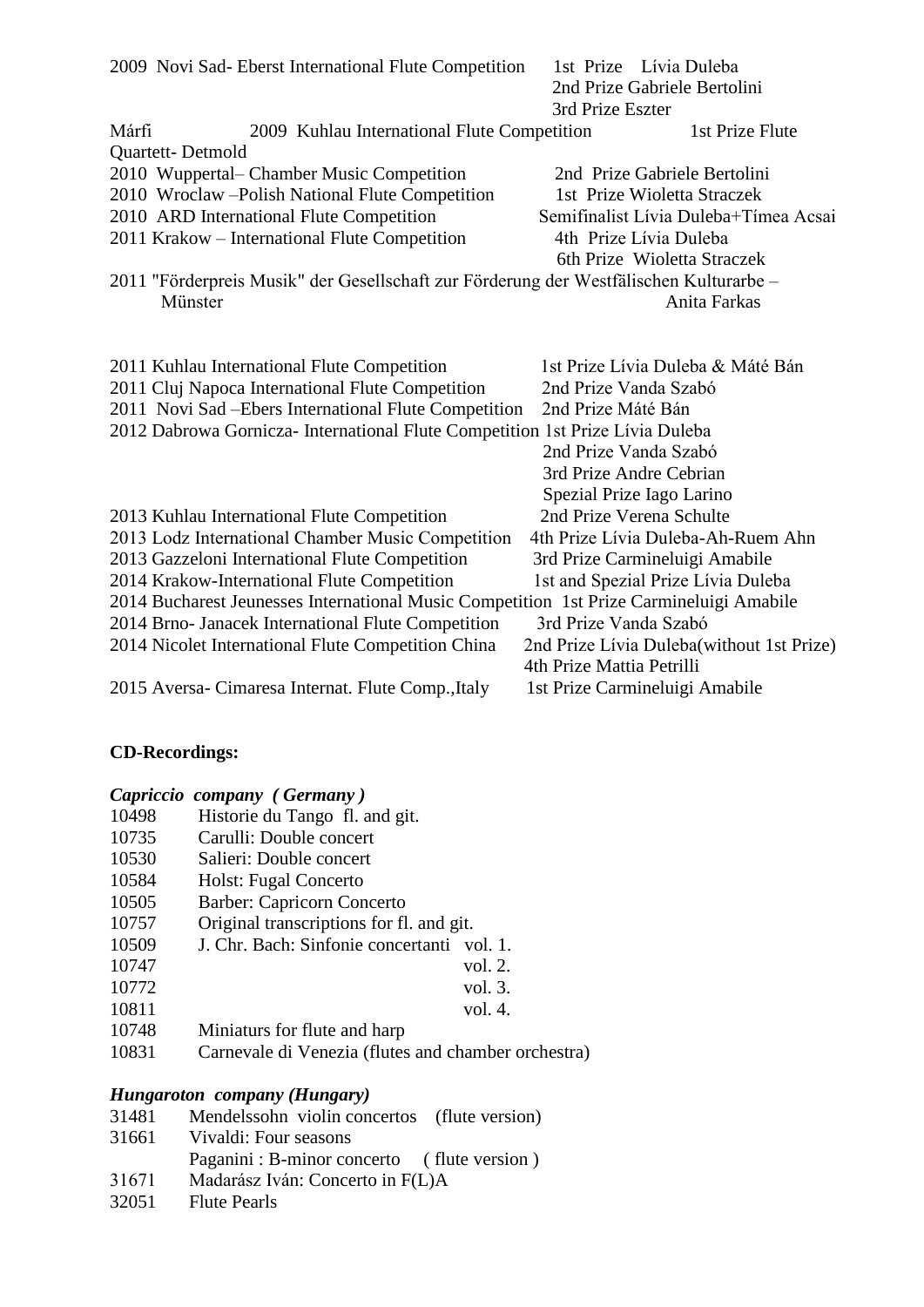2009 Novi Sad- Eberst International Flute Competition — 1st Prize Lívia Duleba
2nd Prize Gabriele Bertolini
3rd Prize Eszter Márfi

2009 Kuhlau International Flute Competition — 1st Prize Flute Quartett- Detmold

2010 Wuppertal– Chamber Music Competition — 2nd Prize Gabriele Bertolini

2010 Wroclaw –Polish National Flute Competition — 1st Prize Wioletta Straczek

2010 ARD International Flute Competition — Semifinalist Lívia Duleba+Tímea Acsai

2011 Krakow – International Flute Competition — 4th Prize Lívia Duleba
6th Prize Wioletta Straczek

2011 "Förderpreis Musik" der Gesellschaft zur Förderung der Westfälischen Kulturarbe – Münster — Anita Farkas

2011 Kuhlau International Flute Competition — 1st Prize Lívia Duleba & Máté Bán

2011 Cluj Napoca International Flute Competition — 2nd Prize Vanda Szabó

2011 Novi Sad –Ebers International Flute Competition — 2nd Prize Máté Bán

2012 Dabrowa Gornicza- International Flute Competition — 1st Prize Lívia Duleba
2nd Prize Vanda Szabó
3rd Prize Andre Cebrian
Spezial Prize Iago Larino

2013 Kuhlau International Flute Competition — 2nd Prize Verena Schulte

2013 Lodz International Chamber Music Competition — 4th Prize Lívia Duleba-Ah-Ruem Ahn

2013 Gazzeloni International Flute Competition — 3rd Prize Carmineluigi Amabile

2014 Krakow-International Flute Competition — 1st and Spezial Prize Lívia Duleba

2014 Bucharest Jeunesses International Music Competition — 1st Prize Carmineluigi Amabile

2014 Brno- Janacek International Flute Competition — 3rd Prize Vanda Szabó

2014 Nicolet International Flute Competition China — 2nd Prize Lívia Duleba(without 1st Prize)
4th Prize Mattia Petrilli

2015 Aversa- Cimaresa Internat. Flute Comp.,Italy — 1st Prize Carmineluigi Amabile

**CD-Recordings:**

***Capriccio company ( Germany )***

| | |
|---|---|
| 10498 | Historie du Tango fl. and git. |
| 10735 | Carulli: Double concert |
| 10530 | Salieri: Double concert |
| 10584 | Holst: Fugal Concerto |
| 10505 | Barber: Capricorn Concerto |
| 10757 | Original transcriptions for fl. and git. |
| 10509 | J. Chr. Bach: Sinfonie concertanti vol. 1. |
| 10747 | vol. 2. |
| 10772 | vol. 3. |
| 10811 | vol. 4. |
| 10748 | Miniaturs for flute and harp |
| 10831 | Carnevale di Venezia (flutes and chamber orchestra) |

***Hungaroton company (Hungary)***

| | |
|---|---|
| 31481 | Mendelssohn violin concertos (flute version) |
| 31661 | Vivaldi: Four seasons |
| | Paganini : B-minor concerto ( flute version ) |
| 31671 | Madarász Iván: Concerto in F(L)A |
| 32051 | Flute Pearls |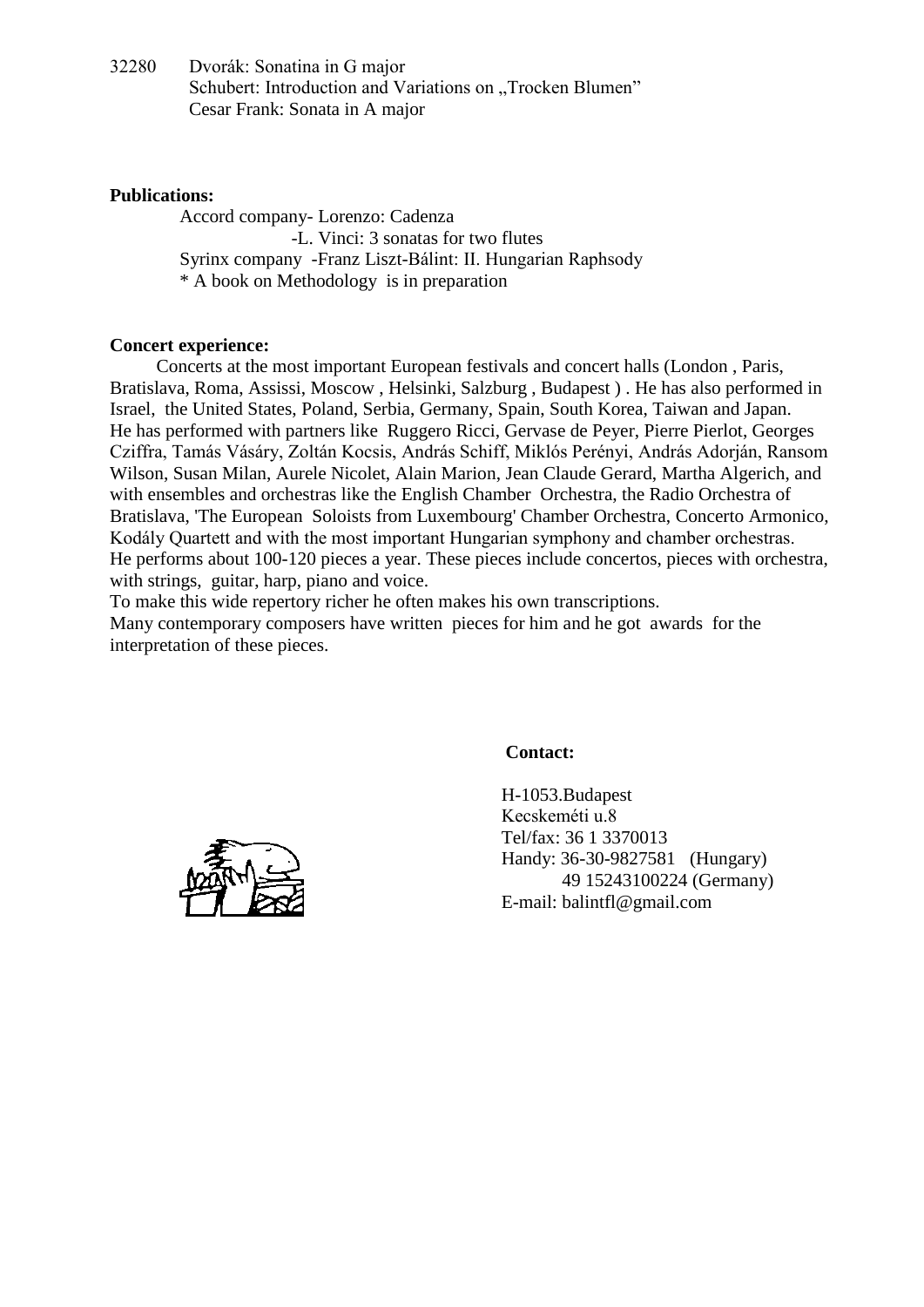32280 Dvorák: Sonatina in G major
Schubert: Introduction and Variations on „Trocken Blumen"
Cesar Frank: Sonata in A major

**Publications:**

Accord company- Lorenzo: Cadenza
-L. Vinci: 3 sonatas for two flutes
Syrinx company -Franz Liszt-Bálint: II. Hungarian Raphsody
* A book on Methodology is in preparation

**Concert experience:**

Concerts at the most important European festivals and concert halls (London , Paris, Bratislava, Roma, Assissi, Moscow , Helsinki, Salzburg , Budapest ) . He has also performed in Israel, the United States, Poland, Serbia, Germany, Spain, South Korea, Taiwan and Japan.
He has performed with partners like Ruggero Ricci, Gervase de Peyer, Pierre Pierlot, Georges Cziffra, Tamás Vásáry, Zoltán Kocsis, András Schiff, Miklós Perényi, András Adorján, Ransom Wilson, Susan Milan, Aurele Nicolet, Alain Marion, Jean Claude Gerard, Martha Algerich, and with ensembles and orchestras like the English Chamber Orchestra, the Radio Orchestra of Bratislava, 'The European Soloists from Luxembourg' Chamber Orchestra, Concerto Armonico, Kodály Quartett and with the most important Hungarian symphony and chamber orchestras.
He performs about 100-120 pieces a year. These pieces include concertos, pieces with orchestra, with strings, guitar, harp, piano and voice.
To make this wide repertory richer he often makes his own transcriptions.
Many contemporary composers have written pieces for him and he got awards for the interpretation of these pieces.

**Contact:**

H-1053.Budapest
Kecskeméti u.8
Tel/fax: 36 1 3370013
Handy: 36-30-9827581 (Hungary)
49 15243100224 (Germany)
E-mail: balintfl@gmail.com